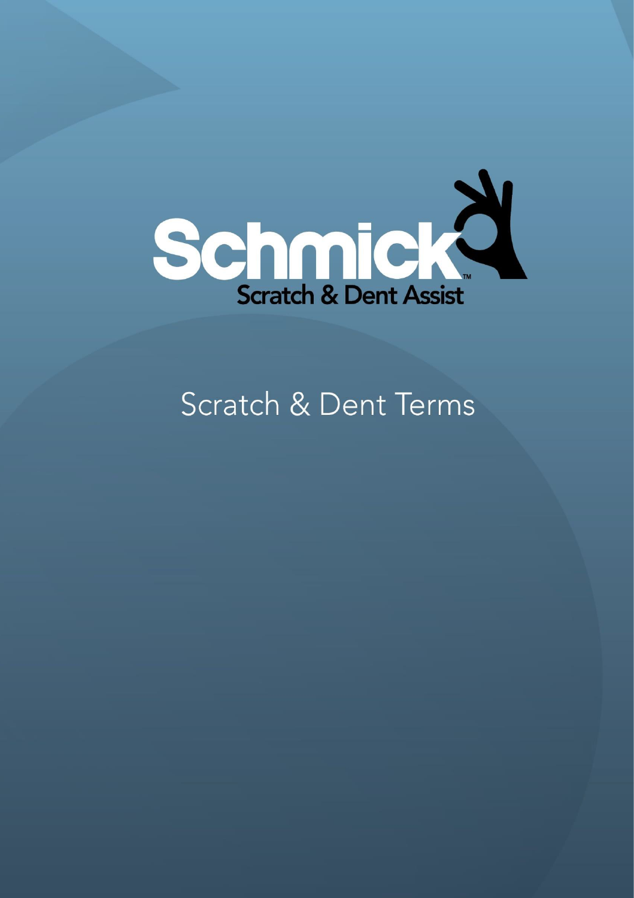# Schmick™

**Scratch & Dent Assist**

## Scratch & Dent Terms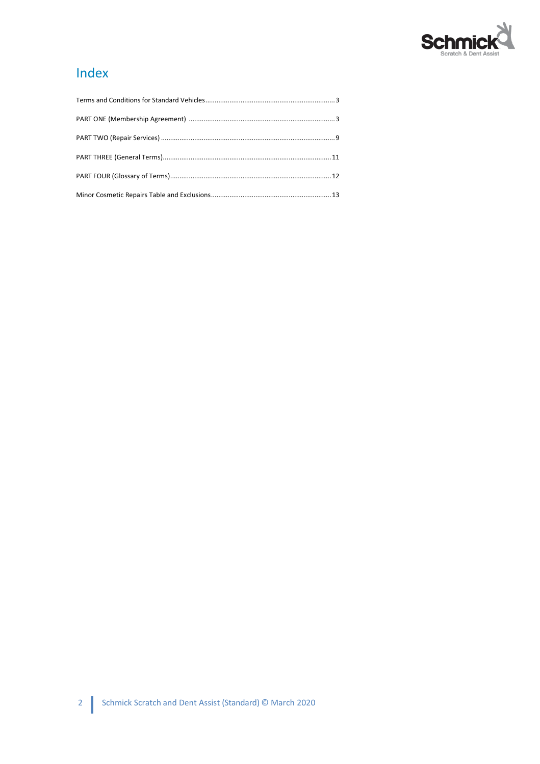# Index

Terms and Conditions for Standard Vehicles....................................................................3

PART ONE (Membership Agreement) ..............................................................................3

PART TWO (Repair Services) ...........................................................................................9

PART THREE (General Terms)..........................................................................................11

PART FOUR (Glossary of Terms)......................................................................................12

Minor Cosmetic Repairs Table and Exclusions................................................................13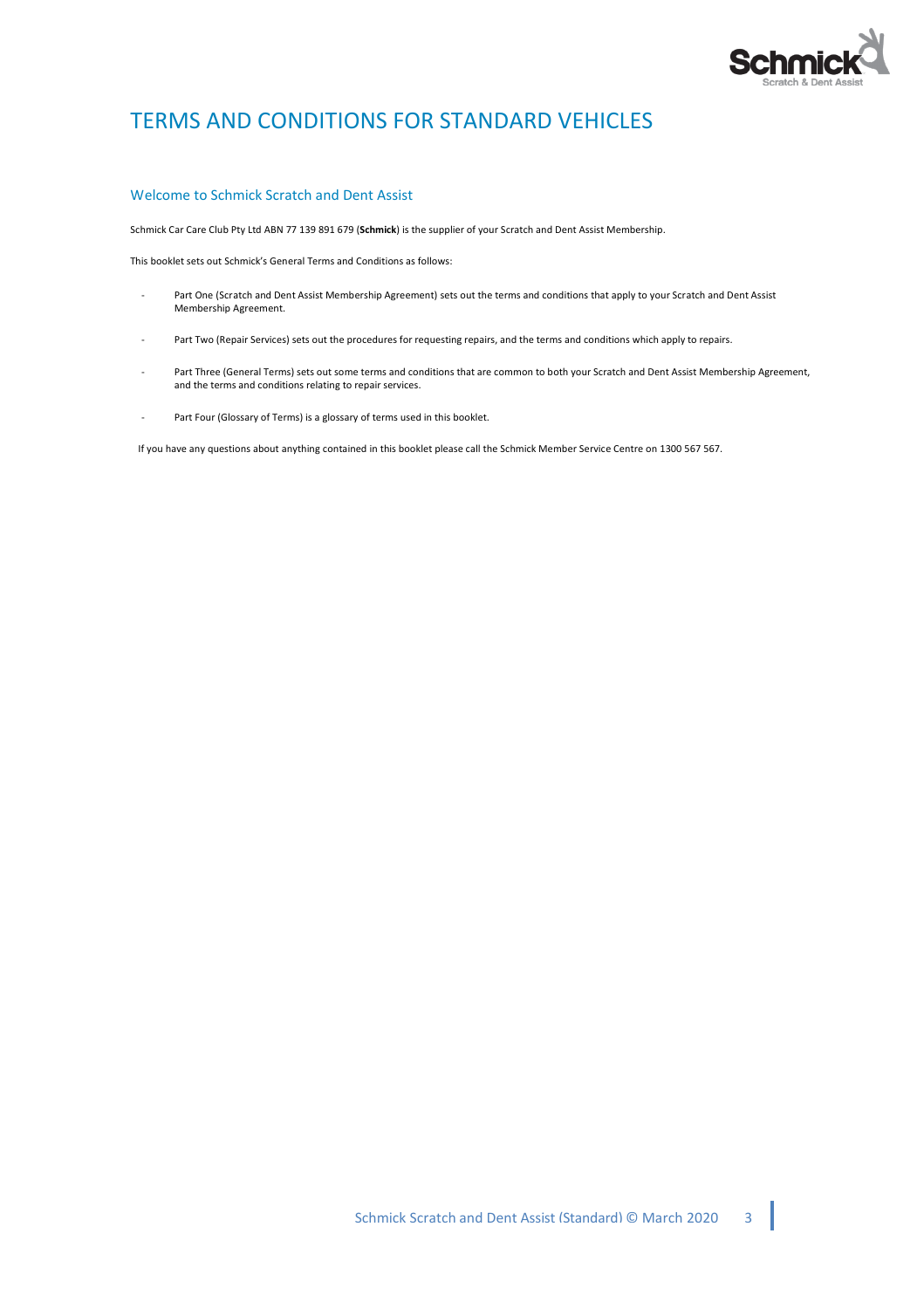# TERMS AND CONDITIONS FOR STANDARD VEHICLES

## Welcome to Schmick Scratch and Dent Assist

Schmick Car Care Club Pty Ltd ABN 77 139 891 679 (**Schmick**) is the supplier of your Scratch and Dent Assist Membership.

This booklet sets out Schmick's General Terms and Conditions as follows:

- Part One (Scratch and Dent Assist Membership Agreement) sets out the terms and conditions that apply to your Scratch and Dent Assist Membership Agreement.
- Part Two (Repair Services) sets out the procedures for requesting repairs, and the terms and conditions which apply to repairs.
- Part Three (General Terms) sets out some terms and conditions that are common to both your Scratch and Dent Assist Membership Agreement, and the terms and conditions relating to repair services.
- Part Four (Glossary of Terms) is a glossary of terms used in this booklet.

If you have any questions about anything contained in this booklet please call the Schmick Member Service Centre on 1300 567 567.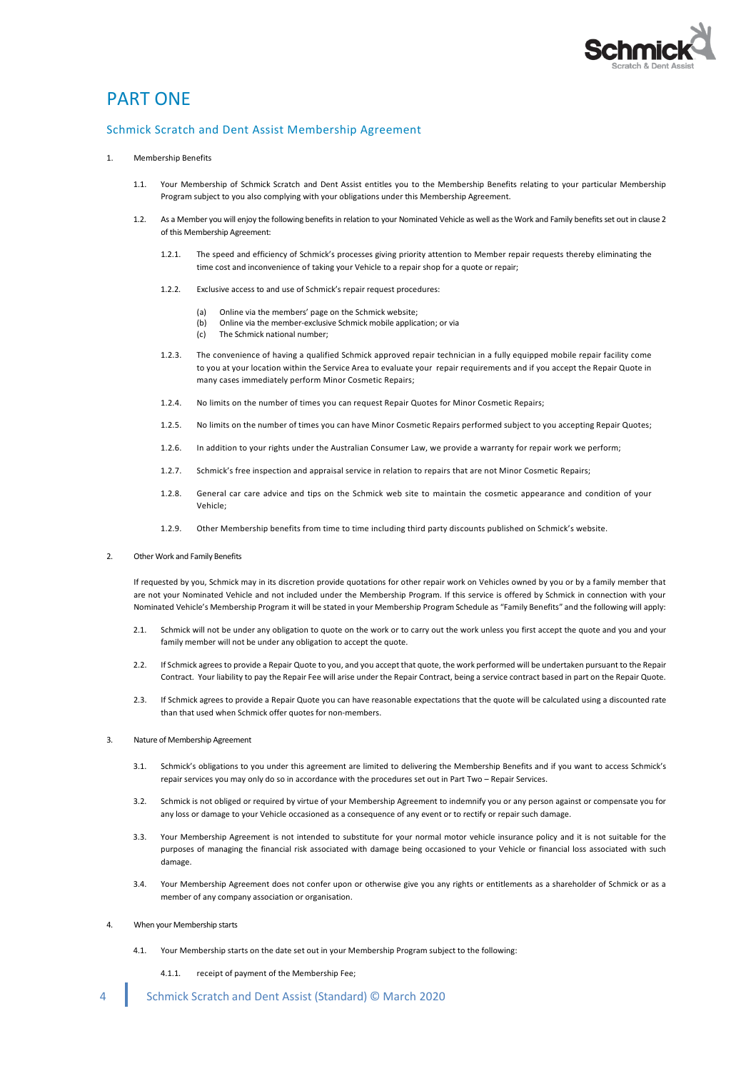# PART ONE

## Schmick Scratch and Dent Assist Membership Agreement

1. Membership Benefits

1.1. Your Membership of Schmick Scratch and Dent Assist entitles you to the Membership Benefits relating to your particular Membership Program subject to you also complying with your obligations under this Membership Agreement.

1.2. As a Member you will enjoy the following benefits in relation to your Nominated Vehicle as well as the Work and Family benefits set out in clause 2 of this Membership Agreement:

1.2.1. The speed and efficiency of Schmick's processes giving priority attention to Member repair requests thereby eliminating the time cost and inconvenience of taking your Vehicle to a repair shop for a quote or repair;

1.2.2. Exclusive access to and use of Schmick's repair request procedures:

(a) Online via the members' page on the Schmick website;
(b) Online via the member-exclusive Schmick mobile application; or via
(c) The Schmick national number;

1.2.3. The convenience of having a qualified Schmick approved repair technician in a fully equipped mobile repair facility come to you at your location within the Service Area to evaluate your repair requirements and if you accept the Repair Quote in many cases immediately perform Minor Cosmetic Repairs;

1.2.4. No limits on the number of times you can request Repair Quotes for Minor Cosmetic Repairs;

1.2.5. No limits on the number of times you can have Minor Cosmetic Repairs performed subject to you accepting Repair Quotes;

1.2.6. In addition to your rights under the Australian Consumer Law, we provide a warranty for repair work we perform;

1.2.7. Schmick's free inspection and appraisal service in relation to repairs that are not Minor Cosmetic Repairs;

1.2.8. General car care advice and tips on the Schmick web site to maintain the cosmetic appearance and condition of your Vehicle;

1.2.9. Other Membership benefits from time to time including third party discounts published on Schmick's website.

2. Other Work and Family Benefits

If requested by you, Schmick may in its discretion provide quotations for other repair work on Vehicles owned by you or by a family member that are not your Nominated Vehicle and not included under the Membership Program. If this service is offered by Schmick in connection with your Nominated Vehicle's Membership Program it will be stated in your Membership Program Schedule as "Family Benefits" and the following will apply:

2.1. Schmick will not be under any obligation to quote on the work or to carry out the work unless you first accept the quote and you and your family member will not be under any obligation to accept the quote.

2.2. If Schmick agrees to provide a Repair Quote to you, and you accept that quote, the work performed will be undertaken pursuant to the Repair Contract. Your liability to pay the Repair Fee will arise under the Repair Contract, being a service contract based in part on the Repair Quote.

2.3. If Schmick agrees to provide a Repair Quote you can have reasonable expectations that the quote will be calculated using a discounted rate than that used when Schmick offer quotes for non-members.

3. Nature of Membership Agreement

3.1. Schmick's obligations to you under this agreement are limited to delivering the Membership Benefits and if you want to access Schmick's repair services you may only do so in accordance with the procedures set out in Part Two – Repair Services.

3.2. Schmick is not obliged or required by virtue of your Membership Agreement to indemnify you or any person against or compensate you for any loss or damage to your Vehicle occasioned as a consequence of any event or to rectify or repair such damage.

3.3. Your Membership Agreement is not intended to substitute for your normal motor vehicle insurance policy and it is not suitable for the purposes of managing the financial risk associated with damage being occasioned to your Vehicle or financial loss associated with such damage.

3.4. Your Membership Agreement does not confer upon or otherwise give you any rights or entitlements as a shareholder of Schmick or as a member of any company association or organisation.

4. When your Membership starts

4.1. Your Membership starts on the date set out in your Membership Program subject to the following:

4.1.1. receipt of payment of the Membership Fee;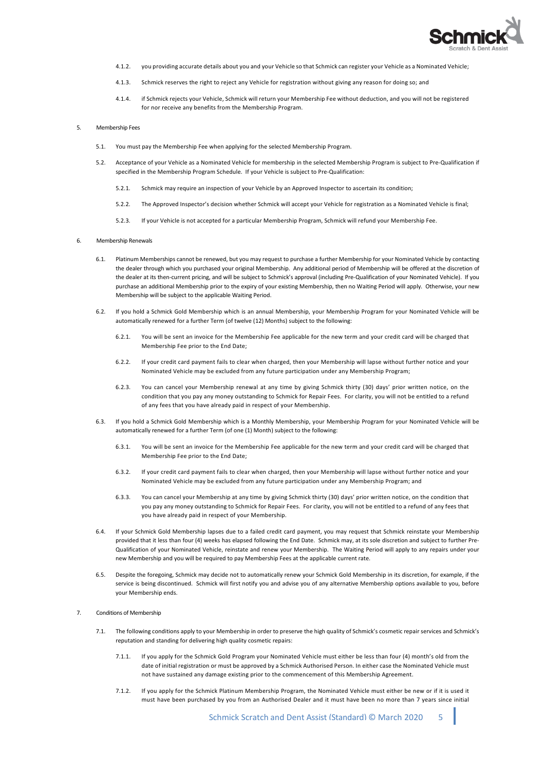4.1.2. you providing accurate details about you and your Vehicle so that Schmick can register your Vehicle as a Nominated Vehicle;

4.1.3. Schmick reserves the right to reject any Vehicle for registration without giving any reason for doing so; and

4.1.4. if Schmick rejects your Vehicle, Schmick will return your Membership Fee without deduction, and you will not be registered for nor receive any benefits from the Membership Program.

5. Membership Fees

5.1. You must pay the Membership Fee when applying for the selected Membership Program.

5.2. Acceptance of your Vehicle as a Nominated Vehicle for membership in the selected Membership Program is subject to Pre-Qualification if specified in the Membership Program Schedule. If your Vehicle is subject to Pre-Qualification:

5.2.1. Schmick may require an inspection of your Vehicle by an Approved Inspector to ascertain its condition;

5.2.2. The Approved Inspector's decision whether Schmick will accept your Vehicle for registration as a Nominated Vehicle is final;

5.2.3. If your Vehicle is not accepted for a particular Membership Program, Schmick will refund your Membership Fee.

6. Membership Renewals

6.1. Platinum Memberships cannot be renewed, but you may request to purchase a further Membership for your Nominated Vehicle by contacting the dealer through which you purchased your original Membership. Any additional period of Membership will be offered at the discretion of the dealer at its then-current pricing, and will be subject to Schmick's approval (including Pre-Qualification of your Nominated Vehicle). If you purchase an additional Membership prior to the expiry of your existing Membership, then no Waiting Period will apply. Otherwise, your new Membership will be subject to the applicable Waiting Period.

6.2. If you hold a Schmick Gold Membership which is an annual Membership, your Membership Program for your Nominated Vehicle will be automatically renewed for a further Term (of twelve (12) Months) subject to the following:

6.2.1. You will be sent an invoice for the Membership Fee applicable for the new term and your credit card will be charged that Membership Fee prior to the End Date;

6.2.2. If your credit card payment fails to clear when charged, then your Membership will lapse without further notice and your Nominated Vehicle may be excluded from any future participation under any Membership Program;

6.2.3. You can cancel your Membership renewal at any time by giving Schmick thirty (30) days' prior written notice, on the condition that you pay any money outstanding to Schmick for Repair Fees. For clarity, you will not be entitled to a refund of any fees that you have already paid in respect of your Membership.

6.3. If you hold a Schmick Gold Membership which is a Monthly Membership, your Membership Program for your Nominated Vehicle will be automatically renewed for a further Term (of one (1) Month) subject to the following:

6.3.1. You will be sent an invoice for the Membership Fee applicable for the new term and your credit card will be charged that Membership Fee prior to the End Date;

6.3.2. If your credit card payment fails to clear when charged, then your Membership will lapse without further notice and your Nominated Vehicle may be excluded from any future participation under any Membership Program; and

6.3.3. You can cancel your Membership at any time by giving Schmick thirty (30) days' prior written notice, on the condition that you pay any money outstanding to Schmick for Repair Fees. For clarity, you will not be entitled to a refund of any fees that you have already paid in respect of your Membership.

6.4. If your Schmick Gold Membership lapses due to a failed credit card payment, you may request that Schmick reinstate your Membership provided that it less than four (4) weeks has elapsed following the End Date. Schmick may, at its sole discretion and subject to further Pre-Qualification of your Nominated Vehicle, reinstate and renew your Membership. The Waiting Period will apply to any repairs under your new Membership and you will be required to pay Membership Fees at the applicable current rate.

6.5. Despite the foregoing, Schmick may decide not to automatically renew your Schmick Gold Membership in its discretion, for example, if the service is being discontinued. Schmick will first notify you and advise you of any alternative Membership options available to you, before your Membership ends.

7. Conditions of Membership

7.1. The following conditions apply to your Membership in order to preserve the high quality of Schmick's cosmetic repair services and Schmick's reputation and standing for delivering high quality cosmetic repairs:

7.1.1. If you apply for the Schmick Gold Program your Nominated Vehicle must either be less than four (4) month's old from the date of initial registration or must be approved by a Schmick Authorised Person. In either case the Nominated Vehicle must not have sustained any damage existing prior to the commencement of this Membership Agreement.

7.1.2. If you apply for the Schmick Platinum Membership Program, the Nominated Vehicle must either be new or if it is used it must have been purchased by you from an Authorised Dealer and it must have been no more than 7 years since initial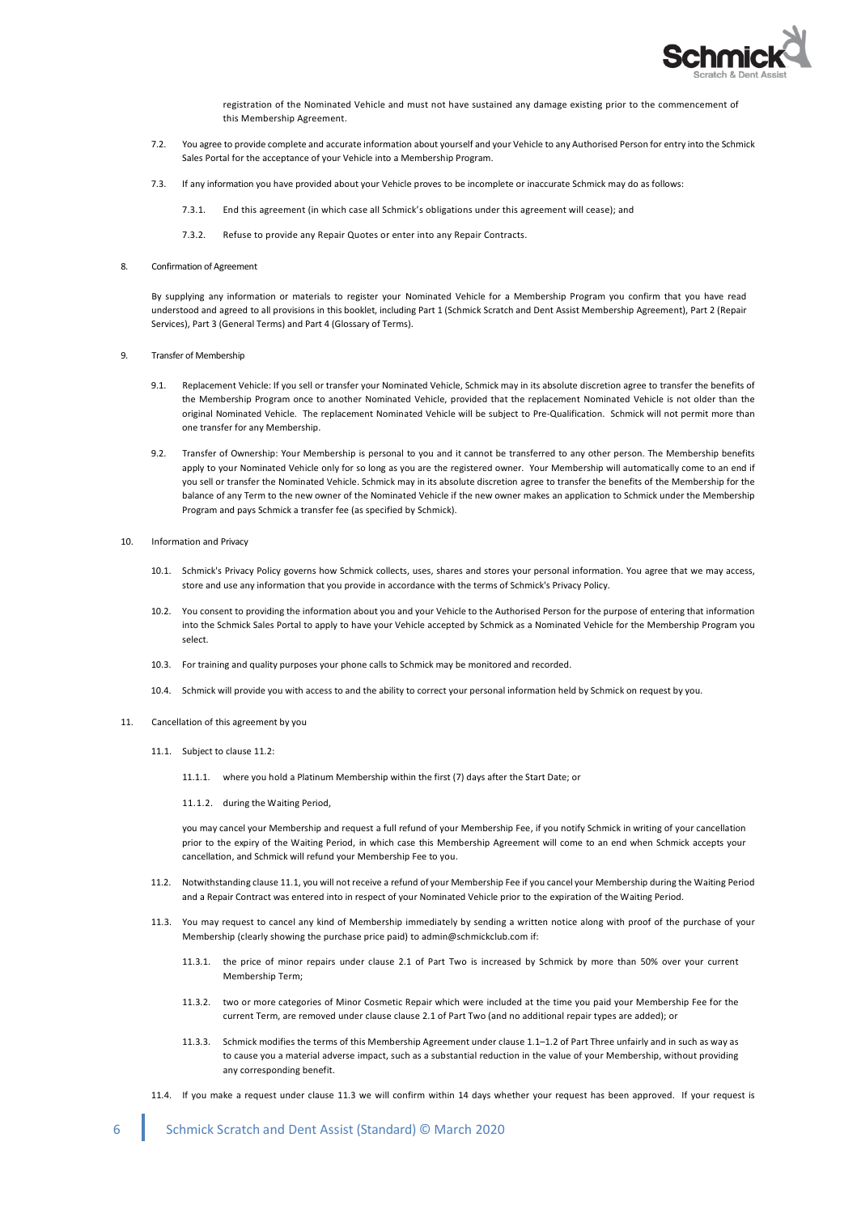registration of the Nominated Vehicle and must not have sustained any damage existing prior to the commencement of this Membership Agreement.

7.2. You agree to provide complete and accurate information about yourself and your Vehicle to any Authorised Person for entry into the Schmick Sales Portal for the acceptance of your Vehicle into a Membership Program.

7.3. If any information you have provided about your Vehicle proves to be incomplete or inaccurate Schmick may do as follows:

7.3.1. End this agreement (in which case all Schmick's obligations under this agreement will cease); and

7.3.2. Refuse to provide any Repair Quotes or enter into any Repair Contracts.

## 8. Confirmation of Agreement

By supplying any information or materials to register your Nominated Vehicle for a Membership Program you confirm that you have read understood and agreed to all provisions in this booklet, including Part 1 (Schmick Scratch and Dent Assist Membership Agreement), Part 2 (Repair Services), Part 3 (General Terms) and Part 4 (Glossary of Terms).

## 9. Transfer of Membership

9.1. Replacement Vehicle: If you sell or transfer your Nominated Vehicle, Schmick may in its absolute discretion agree to transfer the benefits of the Membership Program once to another Nominated Vehicle, provided that the replacement Nominated Vehicle is not older than the original Nominated Vehicle. The replacement Nominated Vehicle will be subject to Pre-Qualification. Schmick will not permit more than one transfer for any Membership.

9.2. Transfer of Ownership: Your Membership is personal to you and it cannot be transferred to any other person. The Membership benefits apply to your Nominated Vehicle only for so long as you are the registered owner. Your Membership will automatically come to an end if you sell or transfer the Nominated Vehicle. Schmick may in its absolute discretion agree to transfer the benefits of the Membership for the balance of any Term to the new owner of the Nominated Vehicle if the new owner makes an application to Schmick under the Membership Program and pays Schmick a transfer fee (as specified by Schmick).

## 10. Information and Privacy

10.1. Schmick's Privacy Policy governs how Schmick collects, uses, shares and stores your personal information. You agree that we may access, store and use any information that you provide in accordance with the terms of Schmick's Privacy Policy.

10.2. You consent to providing the information about you and your Vehicle to the Authorised Person for the purpose of entering that information into the Schmick Sales Portal to apply to have your Vehicle accepted by Schmick as a Nominated Vehicle for the Membership Program you select.

10.3. For training and quality purposes your phone calls to Schmick may be monitored and recorded.

10.4. Schmick will provide you with access to and the ability to correct your personal information held by Schmick on request by you.

## 11. Cancellation of this agreement by you

11.1. Subject to clause 11.2:

11.1.1. where you hold a Platinum Membership within the first (7) days after the Start Date; or

11.1.2. during the Waiting Period,

you may cancel your Membership and request a full refund of your Membership Fee, if you notify Schmick in writing of your cancellation prior to the expiry of the Waiting Period, in which case this Membership Agreement will come to an end when Schmick accepts your cancellation, and Schmick will refund your Membership Fee to you.

11.2. Notwithstanding clause 11.1, you will not receive a refund of your Membership Fee if you cancel your Membership during the Waiting Period and a Repair Contract was entered into in respect of your Nominated Vehicle prior to the expiration of the Waiting Period.

11.3. You may request to cancel any kind of Membership immediately by sending a written notice along with proof of the purchase of your Membership (clearly showing the purchase price paid) to admin@schmickclub.com if:

11.3.1. the price of minor repairs under clause 2.1 of Part Two is increased by Schmick by more than 50% over your current Membership Term;

11.3.2. two or more categories of Minor Cosmetic Repair which were included at the time you paid your Membership Fee for the current Term, are removed under clause clause 2.1 of Part Two (and no additional repair types are added); or

11.3.3. Schmick modifies the terms of this Membership Agreement under clause 1.1–1.2 of Part Three unfairly and in such as way as to cause you a material adverse impact, such as a substantial reduction in the value of your Membership, without providing any corresponding benefit.

11.4. If you make a request under clause 11.3 we will confirm within 14 days whether your request has been approved. If your request is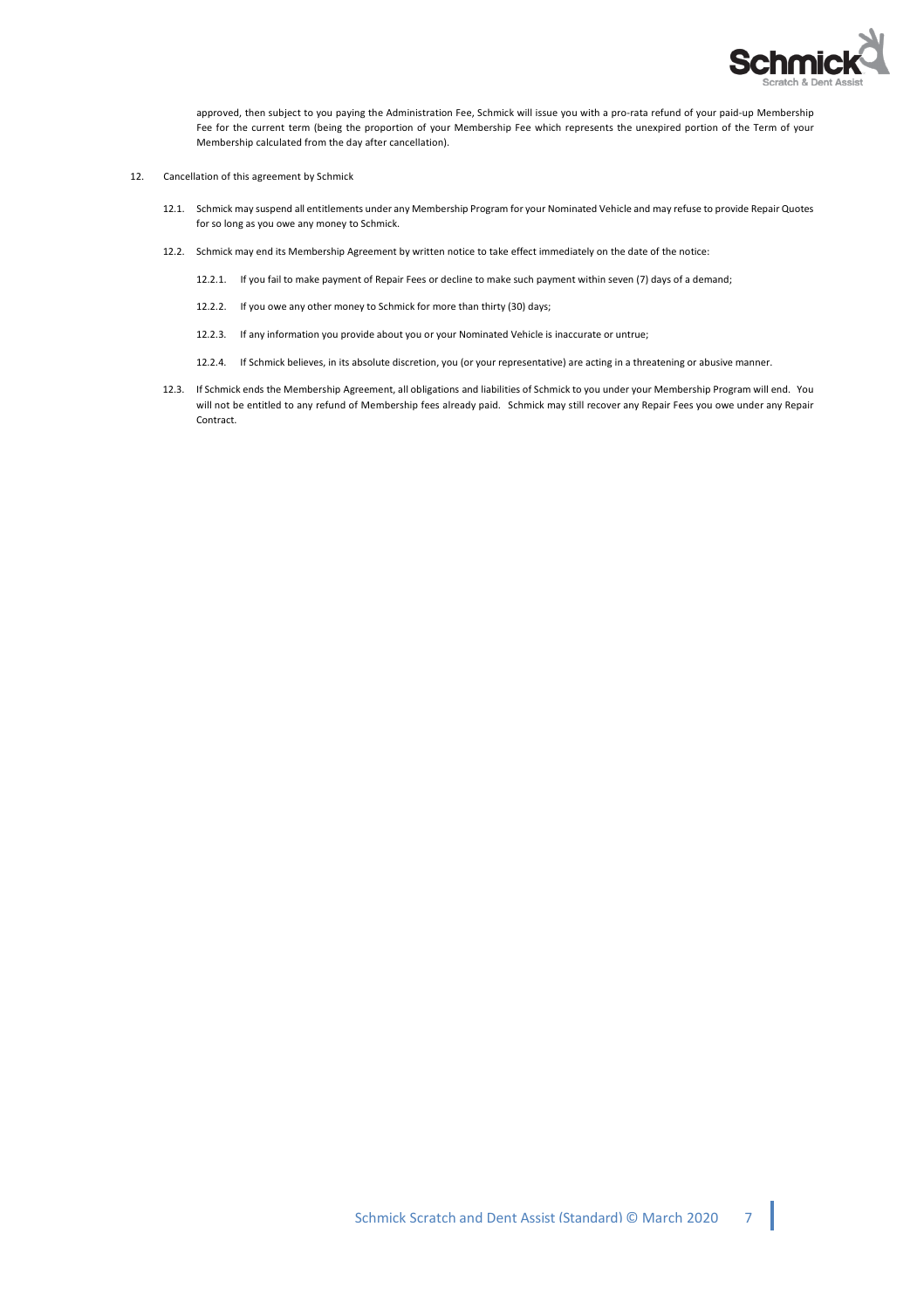approved, then subject to you paying the Administration Fee, Schmick will issue you with a pro-rata refund of your paid-up Membership Fee for the current term (being the proportion of your Membership Fee which represents the unexpired portion of the Term of your Membership calculated from the day after cancellation).

12. Cancellation of this agreement by Schmick

12.1. Schmick may suspend all entitlements under any Membership Program for your Nominated Vehicle and may refuse to provide Repair Quotes for so long as you owe any money to Schmick.

12.2. Schmick may end its Membership Agreement by written notice to take effect immediately on the date of the notice:

12.2.1. If you fail to make payment of Repair Fees or decline to make such payment within seven (7) days of a demand;

12.2.2. If you owe any other money to Schmick for more than thirty (30) days;

12.2.3. If any information you provide about you or your Nominated Vehicle is inaccurate or untrue;

12.2.4. If Schmick believes, in its absolute discretion, you (or your representative) are acting in a threatening or abusive manner.

12.3. If Schmick ends the Membership Agreement, all obligations and liabilities of Schmick to you under your Membership Program will end. You will not be entitled to any refund of Membership fees already paid. Schmick may still recover any Repair Fees you owe under any Repair Contract.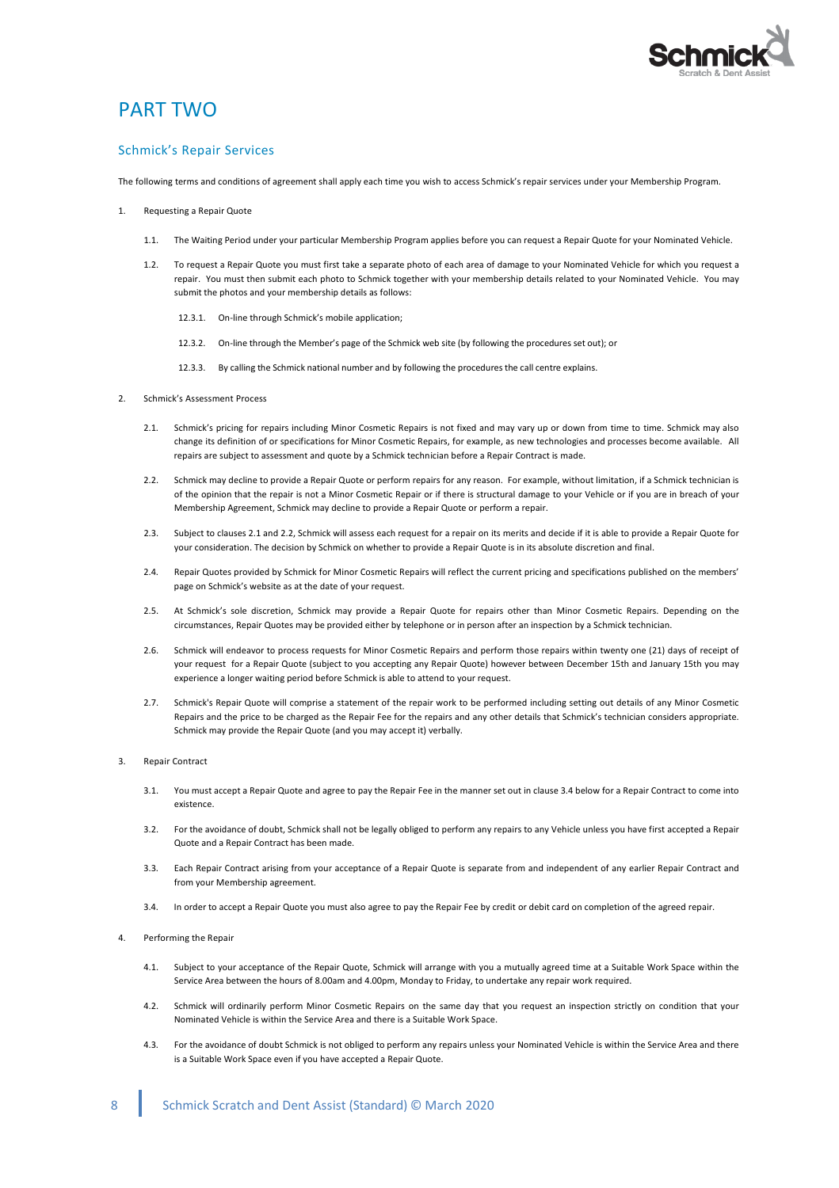# PART TWO

## Schmick's Repair Services

The following terms and conditions of agreement shall apply each time you wish to access Schmick's repair services under your Membership Program.

1. Requesting a Repair Quote

   1.1. The Waiting Period under your particular Membership Program applies before you can request a Repair Quote for your Nominated Vehicle.

   1.2. To request a Repair Quote you must first take a separate photo of each area of damage to your Nominated Vehicle for which you request a repair. You must then submit each photo to Schmick together with your membership details related to your Nominated Vehicle. You may submit the photos and your membership details as follows:

      12.3.1. On-line through Schmick's mobile application;

      12.3.2. On-line through the Member's page of the Schmick web site (by following the procedures set out); or

      12.3.3. By calling the Schmick national number and by following the procedures the call centre explains.

2. Schmick's Assessment Process

   2.1. Schmick's pricing for repairs including Minor Cosmetic Repairs is not fixed and may vary up or down from time to time. Schmick may also change its definition of or specifications for Minor Cosmetic Repairs, for example, as new technologies and processes become available. All repairs are subject to assessment and quote by a Schmick technician before a Repair Contract is made.

   2.2. Schmick may decline to provide a Repair Quote or perform repairs for any reason. For example, without limitation, if a Schmick technician is of the opinion that the repair is not a Minor Cosmetic Repair or if there is structural damage to your Vehicle or if you are in breach of your Membership Agreement, Schmick may decline to provide a Repair Quote or perform a repair.

   2.3. Subject to clauses 2.1 and 2.2, Schmick will assess each request for a repair on its merits and decide if it is able to provide a Repair Quote for your consideration. The decision by Schmick on whether to provide a Repair Quote is in its absolute discretion and final.

   2.4. Repair Quotes provided by Schmick for Minor Cosmetic Repairs will reflect the current pricing and specifications published on the members' page on Schmick's website as at the date of your request.

   2.5. At Schmick's sole discretion, Schmick may provide a Repair Quote for repairs other than Minor Cosmetic Repairs. Depending on the circumstances, Repair Quotes may be provided either by telephone or in person after an inspection by a Schmick technician.

   2.6. Schmick will endeavor to process requests for Minor Cosmetic Repairs and perform those repairs within twenty one (21) days of receipt of your request for a Repair Quote (subject to you accepting any Repair Quote) however between December 15th and January 15th you may experience a longer waiting period before Schmick is able to attend to your request.

   2.7. Schmick's Repair Quote will comprise a statement of the repair work to be performed including setting out details of any Minor Cosmetic Repairs and the price to be charged as the Repair Fee for the repairs and any other details that Schmick's technician considers appropriate. Schmick may provide the Repair Quote (and you may accept it) verbally.

3. Repair Contract

   3.1. You must accept a Repair Quote and agree to pay the Repair Fee in the manner set out in clause 3.4 below for a Repair Contract to come into existence.

   3.2. For the avoidance of doubt, Schmick shall not be legally obliged to perform any repairs to any Vehicle unless you have first accepted a Repair Quote and a Repair Contract has been made.

   3.3. Each Repair Contract arising from your acceptance of a Repair Quote is separate from and independent of any earlier Repair Contract and from your Membership agreement.

   3.4. In order to accept a Repair Quote you must also agree to pay the Repair Fee by credit or debit card on completion of the agreed repair.

4. Performing the Repair

   4.1. Subject to your acceptance of the Repair Quote, Schmick will arrange with you a mutually agreed time at a Suitable Work Space within the Service Area between the hours of 8.00am and 4.00pm, Monday to Friday, to undertake any repair work required.

   4.2. Schmick will ordinarily perform Minor Cosmetic Repairs on the same day that you request an inspection strictly on condition that your Nominated Vehicle is within the Service Area and there is a Suitable Work Space.

   4.3. For the avoidance of doubt Schmick is not obliged to perform any repairs unless your Nominated Vehicle is within the Service Area and there is a Suitable Work Space even if you have accepted a Repair Quote.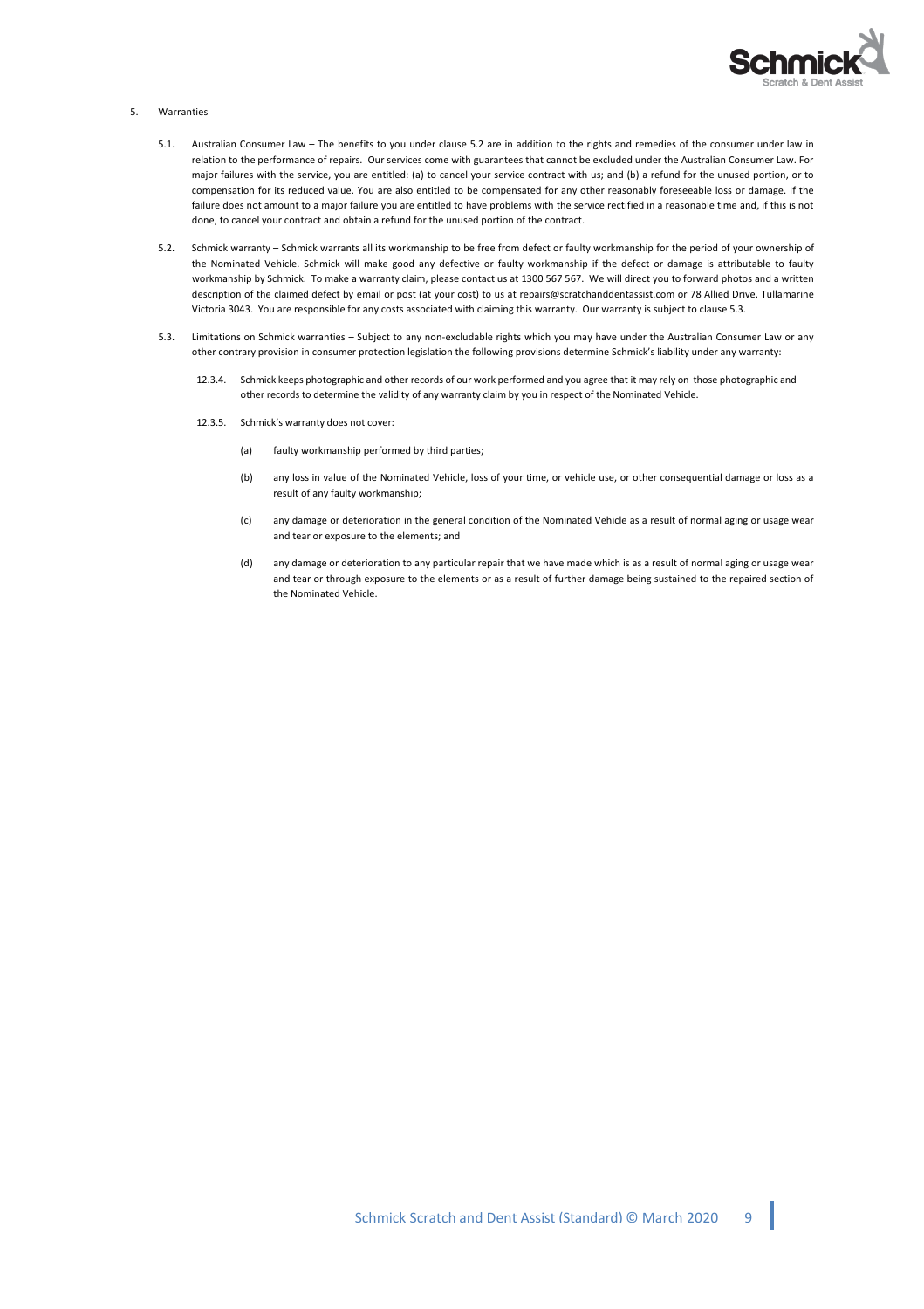5. Warranties

5.1. Australian Consumer Law – The benefits to you under clause 5.2 are in addition to the rights and remedies of the consumer under law in relation to the performance of repairs. Our services come with guarantees that cannot be excluded under the Australian Consumer Law. For major failures with the service, you are entitled: (a) to cancel your service contract with us; and (b) a refund for the unused portion, or to compensation for its reduced value. You are also entitled to be compensated for any other reasonably foreseeable loss or damage. If the failure does not amount to a major failure you are entitled to have problems with the service rectified in a reasonable time and, if this is not done, to cancel your contract and obtain a refund for the unused portion of the contract.

5.2. Schmick warranty – Schmick warrants all its workmanship to be free from defect or faulty workmanship for the period of your ownership of the Nominated Vehicle. Schmick will make good any defective or faulty workmanship if the defect or damage is attributable to faulty workmanship by Schmick. To make a warranty claim, please contact us at 1300 567 567. We will direct you to forward photos and a written description of the claimed defect by email or post (at your cost) to us at repairs@scratchanddentassist.com or 78 Allied Drive, Tullamarine Victoria 3043. You are responsible for any costs associated with claiming this warranty. Our warranty is subject to clause 5.3.

5.3. Limitations on Schmick warranties – Subject to any non-excludable rights which you may have under the Australian Consumer Law or any other contrary provision in consumer protection legislation the following provisions determine Schmick's liability under any warranty:

12.3.4. Schmick keeps photographic and other records of our work performed and you agree that it may rely on those photographic and other records to determine the validity of any warranty claim by you in respect of the Nominated Vehicle.

12.3.5. Schmick's warranty does not cover:

(a) faulty workmanship performed by third parties;

(b) any loss in value of the Nominated Vehicle, loss of your time, or vehicle use, or other consequential damage or loss as a result of any faulty workmanship;

(c) any damage or deterioration in the general condition of the Nominated Vehicle as a result of normal aging or usage wear and tear or exposure to the elements; and

(d) any damage or deterioration to any particular repair that we have made which is as a result of normal aging or usage wear and tear or through exposure to the elements or as a result of further damage being sustained to the repaired section of the Nominated Vehicle.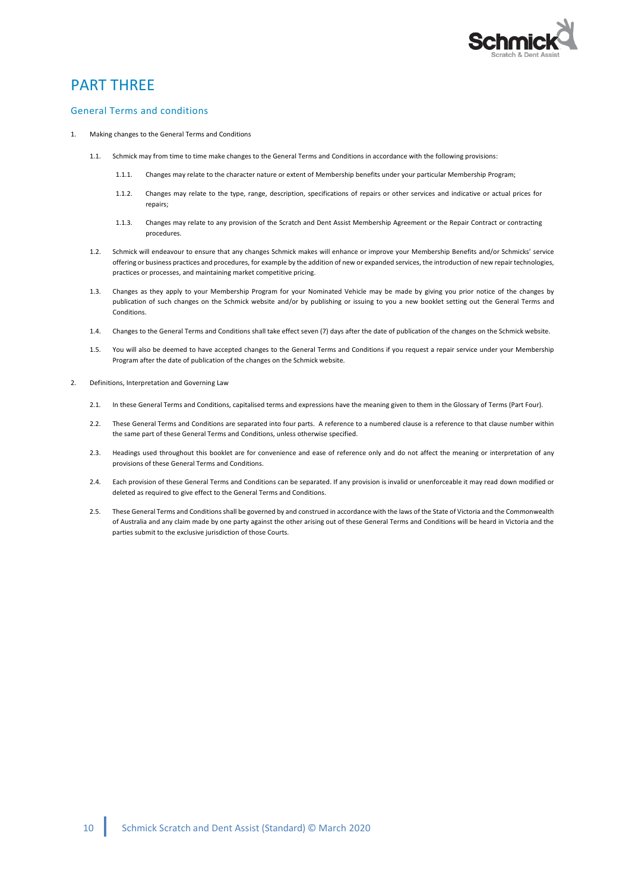# PART THREE

## General Terms and conditions

1. Making changes to the General Terms and Conditions

   1.1. Schmick may from time to time make changes to the General Terms and Conditions in accordance with the following provisions:

      1.1.1. Changes may relate to the character nature or extent of Membership benefits under your particular Membership Program;

      1.1.2. Changes may relate to the type, range, description, specifications of repairs or other services and indicative or actual prices for repairs;

      1.1.3. Changes may relate to any provision of the Scratch and Dent Assist Membership Agreement or the Repair Contract or contracting procedures.

   1.2. Schmick will endeavour to ensure that any changes Schmick makes will enhance or improve your Membership Benefits and/or Schmicks' service offering or business practices and procedures, for example by the addition of new or expanded services, the introduction of new repair technologies, practices or processes, and maintaining market competitive pricing.

   1.3. Changes as they apply to your Membership Program for your Nominated Vehicle may be made by giving you prior notice of the changes by publication of such changes on the Schmick website and/or by publishing or issuing to you a new booklet setting out the General Terms and Conditions.

   1.4. Changes to the General Terms and Conditions shall take effect seven (7) days after the date of publication of the changes on the Schmick website.

   1.5. You will also be deemed to have accepted changes to the General Terms and Conditions if you request a repair service under your Membership Program after the date of publication of the changes on the Schmick website.

2. Definitions, Interpretation and Governing Law

   2.1. In these General Terms and Conditions, capitalised terms and expressions have the meaning given to them in the Glossary of Terms (Part Four).

   2.2. These General Terms and Conditions are separated into four parts. A reference to a numbered clause is a reference to that clause number within the same part of these General Terms and Conditions, unless otherwise specified.

   2.3. Headings used throughout this booklet are for convenience and ease of reference only and do not affect the meaning or interpretation of any provisions of these General Terms and Conditions.

   2.4. Each provision of these General Terms and Conditions can be separated. If any provision is invalid or unenforceable it may read down modified or deleted as required to give effect to the General Terms and Conditions.

   2.5. These General Terms and Conditions shall be governed by and construed in accordance with the laws of the State of Victoria and the Commonwealth of Australia and any claim made by one party against the other arising out of these General Terms and Conditions will be heard in Victoria and the parties submit to the exclusive jurisdiction of those Courts.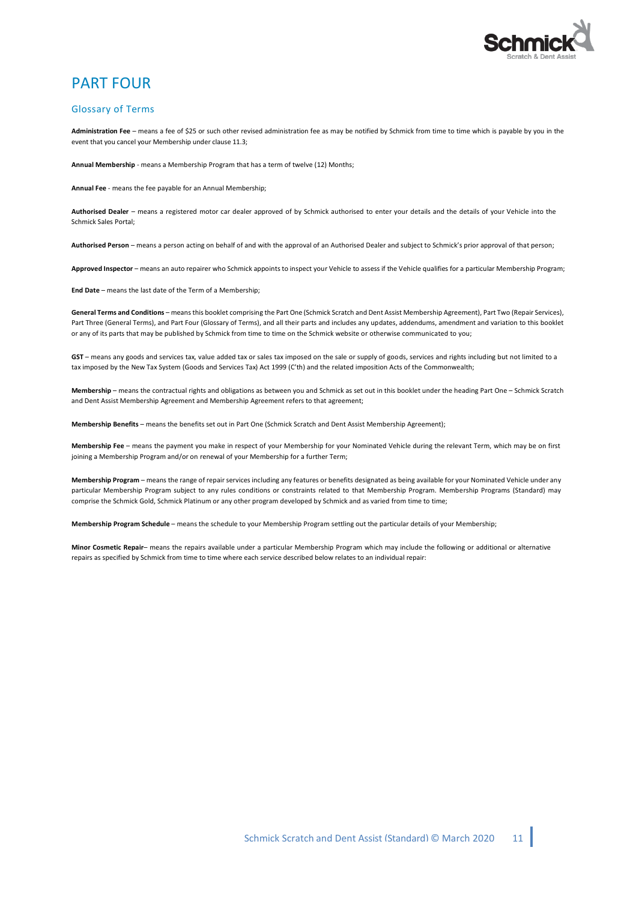# PART FOUR

## Glossary of Terms

**Administration Fee** – means a fee of $25 or such other revised administration fee as may be notified by Schmick from time to time which is payable by you in the event that you cancel your Membership under clause 11.3;

**Annual Membership** - means a Membership Program that has a term of twelve (12) Months;

**Annual Fee** - means the fee payable for an Annual Membership;

**Authorised Dealer** – means a registered motor car dealer approved of by Schmick authorised to enter your details and the details of your Vehicle into the Schmick Sales Portal;

**Authorised Person** – means a person acting on behalf of and with the approval of an Authorised Dealer and subject to Schmick's prior approval of that person;

**Approved Inspector** – means an auto repairer who Schmick appoints to inspect your Vehicle to assess if the Vehicle qualifies for a particular Membership Program;

**End Date** – means the last date of the Term of a Membership;

**General Terms and Conditions** – means this booklet comprising the Part One (Schmick Scratch and Dent Assist Membership Agreement), Part Two (Repair Services), Part Three (General Terms), and Part Four (Glossary of Terms), and all their parts and includes any updates, addendums, amendment and variation to this booklet or any of its parts that may be published by Schmick from time to time on the Schmick website or otherwise communicated to you;

**GST** – means any goods and services tax, value added tax or sales tax imposed on the sale or supply of goods, services and rights including but not limited to a tax imposed by the New Tax System (Goods and Services Tax) Act 1999 (C'th) and the related imposition Acts of the Commonwealth;

**Membership** – means the contractual rights and obligations as between you and Schmick as set out in this booklet under the heading Part One – Schmick Scratch and Dent Assist Membership Agreement and Membership Agreement refers to that agreement;

**Membership Benefits** – means the benefits set out in Part One (Schmick Scratch and Dent Assist Membership Agreement);

**Membership Fee** – means the payment you make in respect of your Membership for your Nominated Vehicle during the relevant Term, which may be on first joining a Membership Program and/or on renewal of your Membership for a further Term;

**Membership Program** – means the range of repair services including any features or benefits designated as being available for your Nominated Vehicle under any particular Membership Program subject to any rules conditions or constraints related to that Membership Program. Membership Programs (Standard) may comprise the Schmick Gold, Schmick Platinum or any other program developed by Schmick and as varied from time to time;

**Membership Program Schedule** – means the schedule to your Membership Program settling out the particular details of your Membership;

**Minor Cosmetic Repair**– means the repairs available under a particular Membership Program which may include the following or additional or alternative repairs as specified by Schmick from time to time where each service described below relates to an individual repair: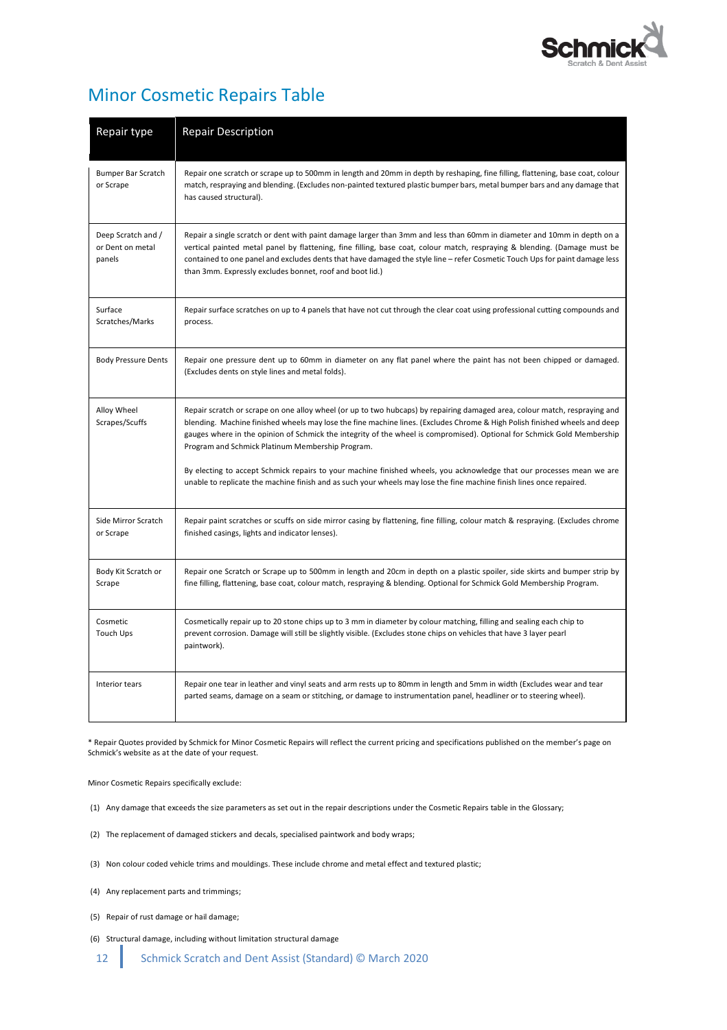## Minor Cosmetic Repairs Table

| Repair type | Repair Description |
|---|---|
| Bumper Bar Scratch or Scrape | Repair one scratch or scrape up to 500mm in length and 20mm in depth by reshaping, fine filling, flattening, base coat, colour match, respraying and blending. (Excludes non-painted textured plastic bumper bars, metal bumper bars and any damage that has caused structural). |
| Deep Scratch and / or Dent on metal panels | Repair a single scratch or dent with paint damage larger than 3mm and less than 60mm in diameter and 10mm in depth on a vertical painted metal panel by flattening, fine filling, base coat, colour match, respraying & blending. (Damage must be contained to one panel and excludes dents that have damaged the style line – refer Cosmetic Touch Ups for paint damage less than 3mm. Expressly excludes bonnet, roof and boot lid.) |
| Surface Scratches/Marks | Repair surface scratches on up to 4 panels that have not cut through the clear coat using professional cutting compounds and process. |
| Body Pressure Dents | Repair one pressure dent up to 60mm in diameter on any flat panel where the paint has not been chipped or damaged. (Excludes dents on style lines and metal folds). |
| Alloy Wheel Scrapes/Scuffs | Repair scratch or scrape on one alloy wheel (or up to two hubcaps) by repairing damaged area, colour match, respraying and blending. Machine finished wheels may lose the fine machine lines. (Excludes Chrome & High Polish finished wheels and deep gauges where in the opinion of Schmick the integrity of the wheel is compromised). Optional for Schmick Gold Membership Program and Schmick Platinum Membership Program.<br><br>By electing to accept Schmick repairs to your machine finished wheels, you acknowledge that our processes mean we are unable to replicate the machine finish and as such your wheels may lose the fine machine finish lines once repaired. |
| Side Mirror Scratch or Scrape | Repair paint scratches or scuffs on side mirror casing by flattening, fine filling, colour match & respraying. (Excludes chrome finished casings, lights and indicator lenses). |
| Body Kit Scratch or Scrape | Repair one Scratch or Scrape up to 500mm in length and 20cm in depth on a plastic spoiler, side skirts and bumper strip by fine filling, flattening, base coat, colour match, respraying & blending. Optional for Schmick Gold Membership Program. |
| Cosmetic Touch Ups | Cosmetically repair up to 20 stone chips up to 3 mm in diameter by colour matching, filling and sealing each chip to prevent corrosion. Damage will still be slightly visible. (Excludes stone chips on vehicles that have 3 layer pearl paintwork). |
| Interior tears | Repair one tear in leather and vinyl seats and arm rests up to 80mm in length and 5mm in width (Excludes wear and tear parted seams, damage on a seam or stitching, or damage to instrumentation panel, headliner or to steering wheel). |

* Repair Quotes provided by Schmick for Minor Cosmetic Repairs will reflect the current pricing and specifications published on the member's page on Schmick's website as at the date of your request.

Minor Cosmetic Repairs specifically exclude:

(1) Any damage that exceeds the size parameters as set out in the repair descriptions under the Cosmetic Repairs table in the Glossary;

(2) The replacement of damaged stickers and decals, specialised paintwork and body wraps;

(3) Non colour coded vehicle trims and mouldings. These include chrome and metal effect and textured plastic;

(4) Any replacement parts and trimmings;

(5) Repair of rust damage or hail damage;

(6) Structural damage, including without limitation structural damage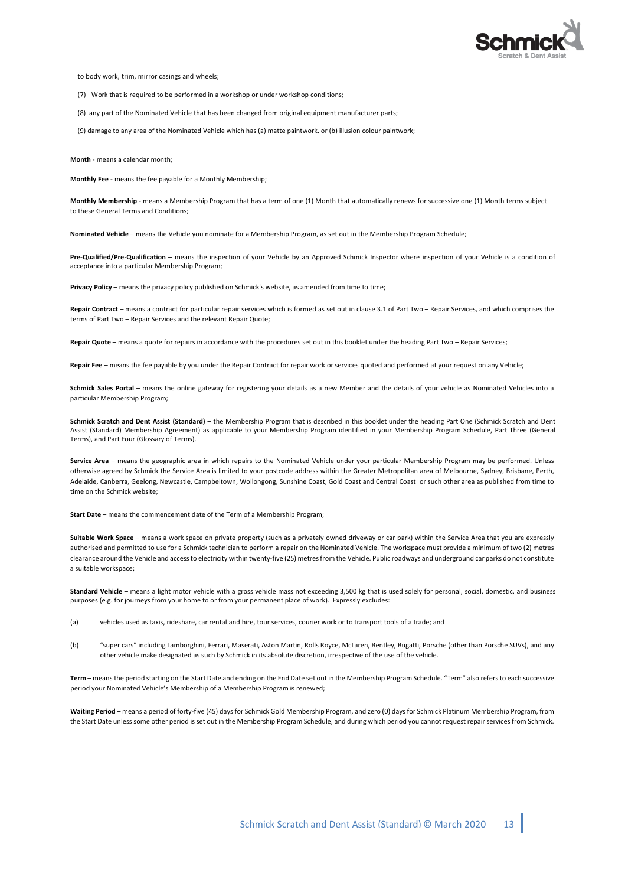to body work, trim, mirror casings and wheels;

(7) Work that is required to be performed in a workshop or under workshop conditions;

(8) any part of the Nominated Vehicle that has been changed from original equipment manufacturer parts;

(9) damage to any area of the Nominated Vehicle which has (a) matte paintwork, or (b) illusion colour paintwork;

**Month** - means a calendar month;

**Monthly Fee** - means the fee payable for a Monthly Membership;

**Monthly Membership** - means a Membership Program that has a term of one (1) Month that automatically renews for successive one (1) Month terms subject to these General Terms and Conditions;

**Nominated Vehicle** – means the Vehicle you nominate for a Membership Program, as set out in the Membership Program Schedule;

**Pre-Qualified/Pre-Qualification** – means the inspection of your Vehicle by an Approved Schmick Inspector where inspection of your Vehicle is a condition of acceptance into a particular Membership Program;

**Privacy Policy** – means the privacy policy published on Schmick's website, as amended from time to time;

**Repair Contract** – means a contract for particular repair services which is formed as set out in clause 3.1 of Part Two – Repair Services, and which comprises the terms of Part Two – Repair Services and the relevant Repair Quote;

**Repair Quote** – means a quote for repairs in accordance with the procedures set out in this booklet under the heading Part Two – Repair Services;

**Repair Fee** – means the fee payable by you under the Repair Contract for repair work or services quoted and performed at your request on any Vehicle;

**Schmick Sales Portal** – means the online gateway for registering your details as a new Member and the details of your vehicle as Nominated Vehicles into a particular Membership Program;

**Schmick Scratch and Dent Assist (Standard)** – the Membership Program that is described in this booklet under the heading Part One (Schmick Scratch and Dent Assist (Standard) Membership Agreement) as applicable to your Membership Program identified in your Membership Program Schedule, Part Three (General Terms), and Part Four (Glossary of Terms).

**Service Area** – means the geographic area in which repairs to the Nominated Vehicle under your particular Membership Program may be performed. Unless otherwise agreed by Schmick the Service Area is limited to your postcode address within the Greater Metropolitan area of Melbourne, Sydney, Brisbane, Perth, Adelaide, Canberra, Geelong, Newcastle, Campbeltown, Wollongong, Sunshine Coast, Gold Coast and Central Coast or such other area as published from time to time on the Schmick website;

**Start Date** – means the commencement date of the Term of a Membership Program;

**Suitable Work Space** – means a work space on private property (such as a privately owned driveway or car park) within the Service Area that you are expressly authorised and permitted to use for a Schmick technician to perform a repair on the Nominated Vehicle. The workspace must provide a minimum of two (2) metres clearance around the Vehicle and access to electricity within twenty-five (25) metres from the Vehicle. Public roadways and underground car parks do not constitute a suitable workspace;

**Standard Vehicle** – means a light motor vehicle with a gross vehicle mass not exceeding 3,500 kg that is used solely for personal, social, domestic, and business purposes (e.g. for journeys from your home to or from your permanent place of work). Expressly excludes:

(a) vehicles used as taxis, rideshare, car rental and hire, tour services, courier work or to transport tools of a trade; and

(b) "super cars" including Lamborghini, Ferrari, Maserati, Aston Martin, Rolls Royce, McLaren, Bentley, Bugatti, Porsche (other than Porsche SUVs), and any other vehicle make designated as such by Schmick in its absolute discretion, irrespective of the use of the vehicle.

**Term** – means the period starting on the Start Date and ending on the End Date set out in the Membership Program Schedule. "Term" also refers to each successive period your Nominated Vehicle's Membership of a Membership Program is renewed;

**Waiting Period** – means a period of forty-five (45) days for Schmick Gold Membership Program, and zero (0) days for Schmick Platinum Membership Program, from the Start Date unless some other period is set out in the Membership Program Schedule, and during which period you cannot request repair services from Schmick.